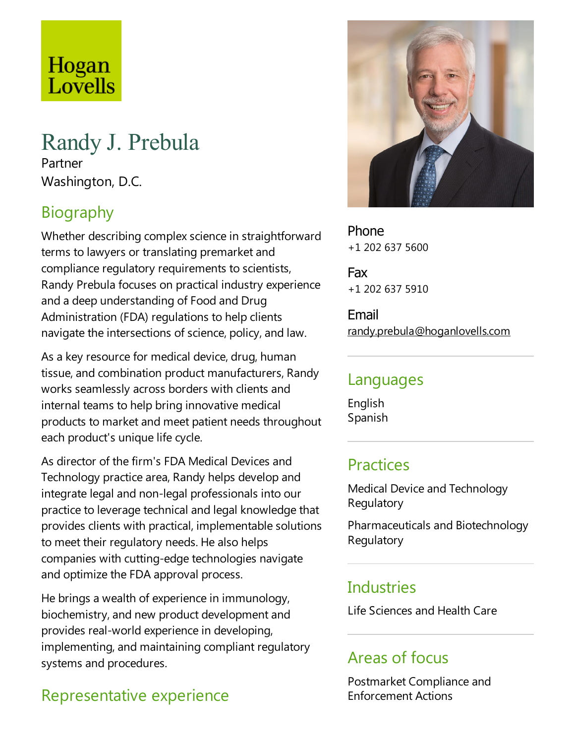Hogan Lovells

# Randy J. Prebula

Partner

Washington, D.C.

## Biography

Whether describing complex science in straightforward terms to lawyers or translating premarket and compliance regulatory requirements to scientists, Randy Prebula focuses on practical industry experience and a deep understanding of Food and Drug Administration (FDA) regulations to help clients navigate the intersections of science, policy, and law.

As a key resource for medical device, drug, human tissue, and combination product manufacturers, Randy works seamlessly across borders with clients and internal teams to help bring innovative medical products to market and meet patient needs throughout each product's unique life cycle.

As director of the firm's FDA Medical Devices and Technology practice area, Randy helps develop and integrate legal and non-legal professionals into our practice to leverage technical and legal knowledge that provides clients with practical, implementable solutions to meet their regulatory needs. He also helps companies with cutting-edge technologies navigate and optimize the FDA approval process.

He brings a wealth of experience in immunology, biochemistry, and new product development and provides real-world experience in developing, implementing, and maintaining compliant regulatory systems and procedures.

## Representative experience

Phone
+1 202 637 5600

Fax
+1 202 637 5910

Email
randy.prebula@hoganlovells.com

## Languages

English
Spanish

## Practices

Medical Device and Technology Regulatory

Pharmaceuticals and Biotechnology Regulatory

## Industries

Life Sciences and Health Care

## Areas of focus

Postmarket Compliance and Enforcement Actions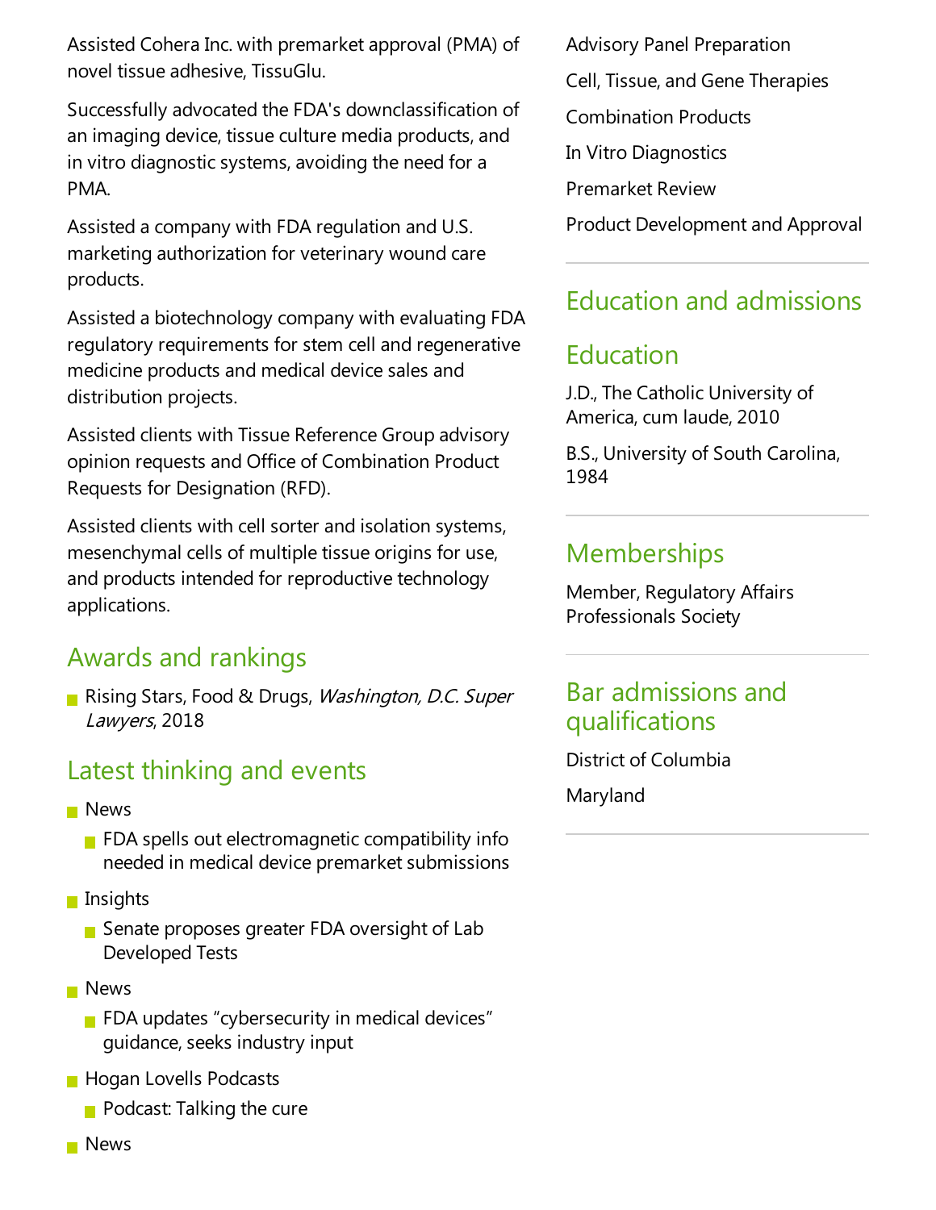Assisted Cohera Inc. with premarket approval (PMA) of novel tissue adhesive, TissuGlu.

Successfully advocated the FDA's downclassification of an imaging device, tissue culture media products, and in vitro diagnostic systems, avoiding the need for a PMA.

Assisted a company with FDA regulation and U.S. marketing authorization for veterinary wound care products.

Assisted a biotechnology company with evaluating FDA regulatory requirements for stem cell and regenerative medicine products and medical device sales and distribution projects.

Assisted clients with Tissue Reference Group advisory opinion requests and Office of Combination Product Requests for Designation (RFD).

Assisted clients with cell sorter and isolation systems, mesenchymal cells of multiple tissue origins for use, and products intended for reproductive technology applications.

## Awards and rankings

- Rising Stars, Food & Drugs, *Washington, D.C. Super Lawyers*, 2018

## Latest thinking and events

- News
  - FDA spells out electromagnetic compatibility info needed in medical device premarket submissions
- Insights
  - Senate proposes greater FDA oversight of Lab Developed Tests
- News
  - FDA updates “cybersecurity in medical devices” guidance, seeks industry input
- Hogan Lovells Podcasts
  - Podcast: Talking the cure
- News

Advisory Panel Preparation

Cell, Tissue, and Gene Therapies

Combination Products

In Vitro Diagnostics

Premarket Review

Product Development and Approval

## Education and admissions

## Education

J.D., The Catholic University of America, cum laude, 2010

B.S., University of South Carolina, 1984

## Memberships

Member, Regulatory Affairs Professionals Society

## Bar admissions and qualifications

District of Columbia

Maryland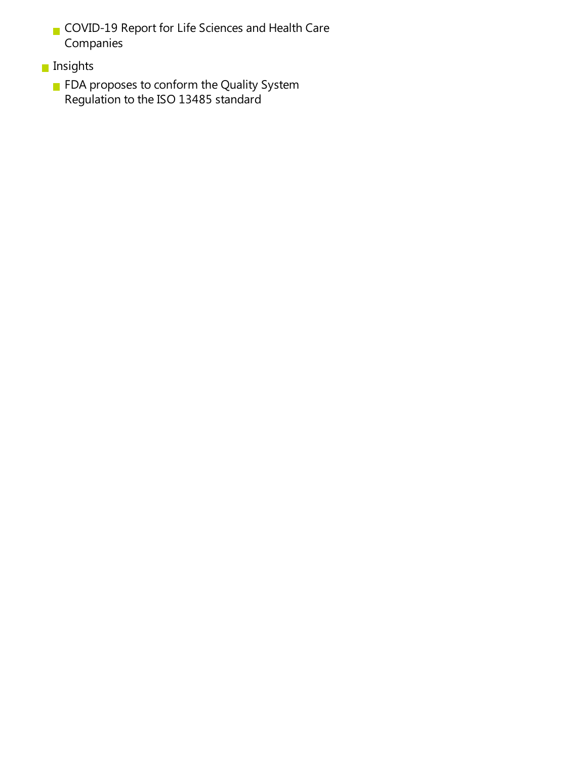- COVID-19 Report for Life Sciences and Health Care Companies
- Insights
  - FDA proposes to conform the Quality System Regulation to the ISO 13485 standard